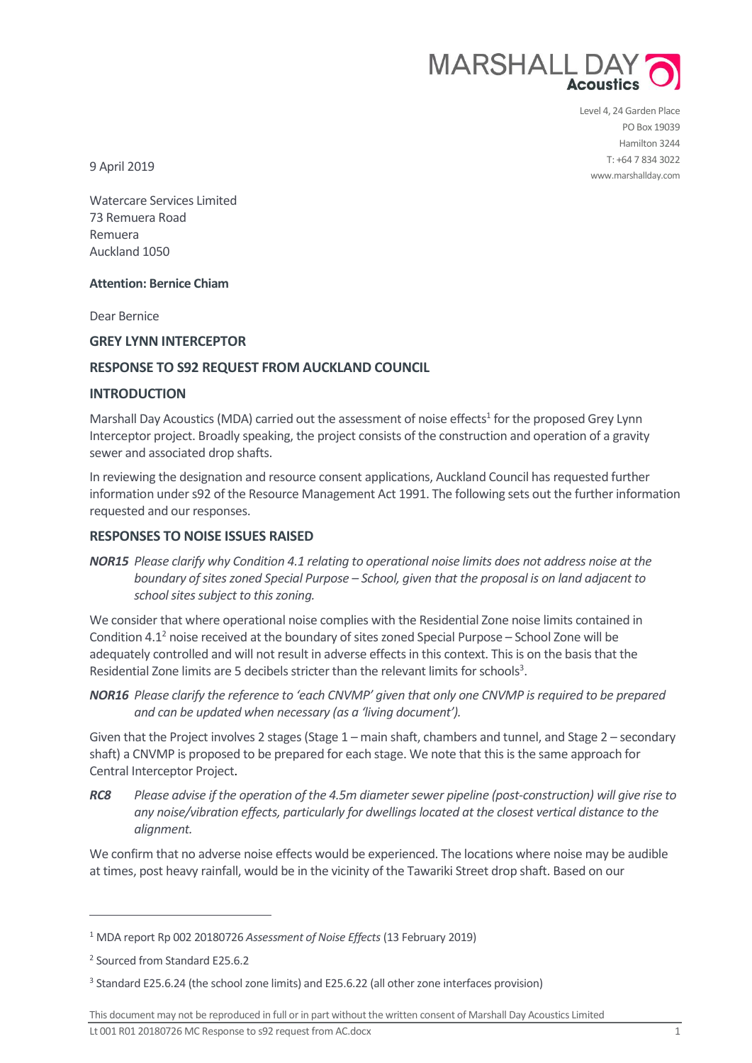MARSHALL DAY Acoustics

Level 4, 24 Garden Place
PO Box 19039
Hamilton 3244
T: +64 7 834 3022
www.marshallday.com

9 April 2019

Watercare Services Limited
73 Remuera Road
Remuera
Auckland 1050

**Attention: Bernice Chiam**

Dear Bernice

**GREY LYNN INTERCEPTOR**

**RESPONSE TO S92 REQUEST FROM AUCKLAND COUNCIL**

**INTRODUCTION**

Marshall Day Acoustics (MDA) carried out the assessment of noise effects[1] for the proposed Grey Lynn Interceptor project. Broadly speaking, the project consists of the construction and operation of a gravity sewer and associated drop shafts.

In reviewing the designation and resource consent applications, Auckland Council has requested further information under s92 of the Resource Management Act 1991. The following sets out the further information requested and our responses.

**RESPONSES TO NOISE ISSUES RAISED**

***NOR15*** *Please clarify why Condition 4.1 relating to operational noise limits does not address noise at the boundary of sites zoned Special Purpose – School, given that the proposal is on land adjacent to school sites subject to this zoning.*

We consider that where operational noise complies with the Residential Zone noise limits contained in Condition 4.1[2] noise received at the boundary of sites zoned Special Purpose – School Zone will be adequately controlled and will not result in adverse effects in this context. This is on the basis that the Residential Zone limits are 5 decibels stricter than the relevant limits for schools[3].

***NOR16*** *Please clarify the reference to 'each CNVMP' given that only one CNVMP is required to be prepared and can be updated when necessary (as a 'living document').*

Given that the Project involves 2 stages (Stage 1 – main shaft, chambers and tunnel, and Stage 2 – secondary shaft) a CNVMP is proposed to be prepared for each stage. We note that this is the same approach for Central Interceptor Project.

***RC8*** *Please advise if the operation of the 4.5m diameter sewer pipeline (post-construction) will give rise to any noise/vibration effects, particularly for dwellings located at the closest vertical distance to the alignment.*

We confirm that no adverse noise effects would be experienced. The locations where noise may be audible at times, post heavy rainfall, would be in the vicinity of the Tawariki Street drop shaft. Based on our

---

[1] MDA report Rp 002 20180726 *Assessment of Noise Effects* (13 February 2019)

[2] Sourced from Standard E25.6.2

[3] Standard E25.6.24 (the school zone limits) and E25.6.22 (all other zone interfaces provision)

This document may not be reproduced in full or in part without the written consent of Marshall Day Acoustics Limited
Lt 001 R01 20180726 MC Response to s92 request from AC.docx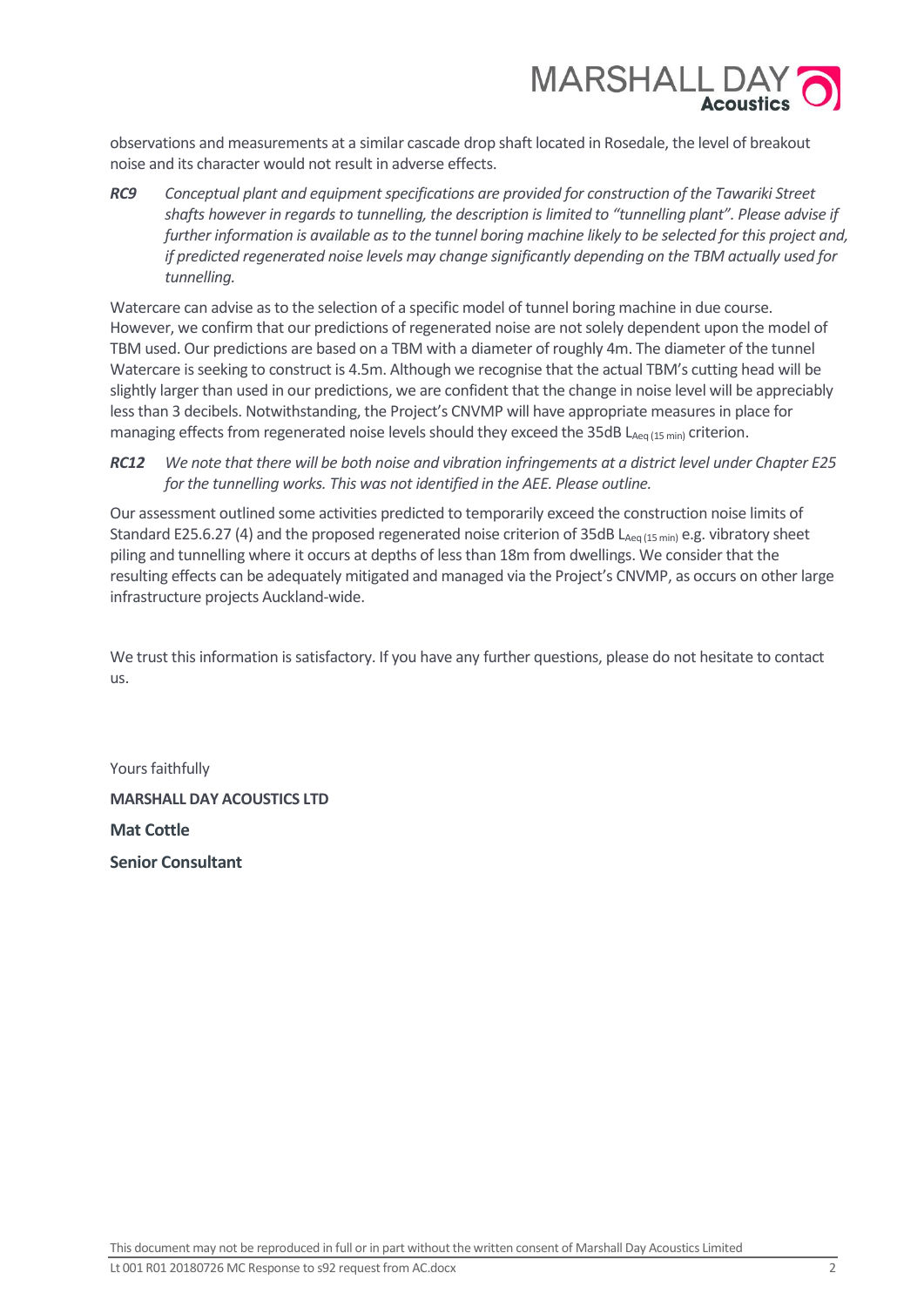observations and measurements at a similar cascade drop shaft located in Rosedale, the level of breakout noise and its character would not result in adverse effects.

***RC9*** *Conceptual plant and equipment specifications are provided for construction of the Tawariki Street shafts however in regards to tunnelling, the description is limited to "tunnelling plant". Please advise if further information is available as to the tunnel boring machine likely to be selected for this project and, if predicted regenerated noise levels may change significantly depending on the TBM actually used for tunnelling.*

Watercare can advise as to the selection of a specific model of tunnel boring machine in due course. However, we confirm that our predictions of regenerated noise are not solely dependent upon the model of TBM used. Our predictions are based on a TBM with a diameter of roughly 4m. The diameter of the tunnel Watercare is seeking to construct is 4.5m. Although we recognise that the actual TBM's cutting head will be slightly larger than used in our predictions, we are confident that the change in noise level will be appreciably less than 3 decibels. Notwithstanding, the Project's CNVMP will have appropriate measures in place for managing effects from regenerated noise levels should they exceed the 35dB $L_{Aeq\,(15\,min)}$ criterion.

***RC12*** *We note that there will be both noise and vibration infringements at a district level under Chapter E25 for the tunnelling works. This was not identified in the AEE. Please outline.*

Our assessment outlined some activities predicted to temporarily exceed the construction noise limits of Standard E25.6.27 (4) and the proposed regenerated noise criterion of 35dB $L_{Aeq\,(15\,min)}$ e.g. vibratory sheet piling and tunnelling where it occurs at depths of less than 18m from dwellings. We consider that the resulting effects can be adequately mitigated and managed via the Project's CNVMP, as occurs on other large infrastructure projects Auckland-wide.

We trust this information is satisfactory. If you have any further questions, please do not hesitate to contact us.

Yours faithfully

**MARSHALL DAY ACOUSTICS LTD**

**Mat Cottle**

**Senior Consultant**